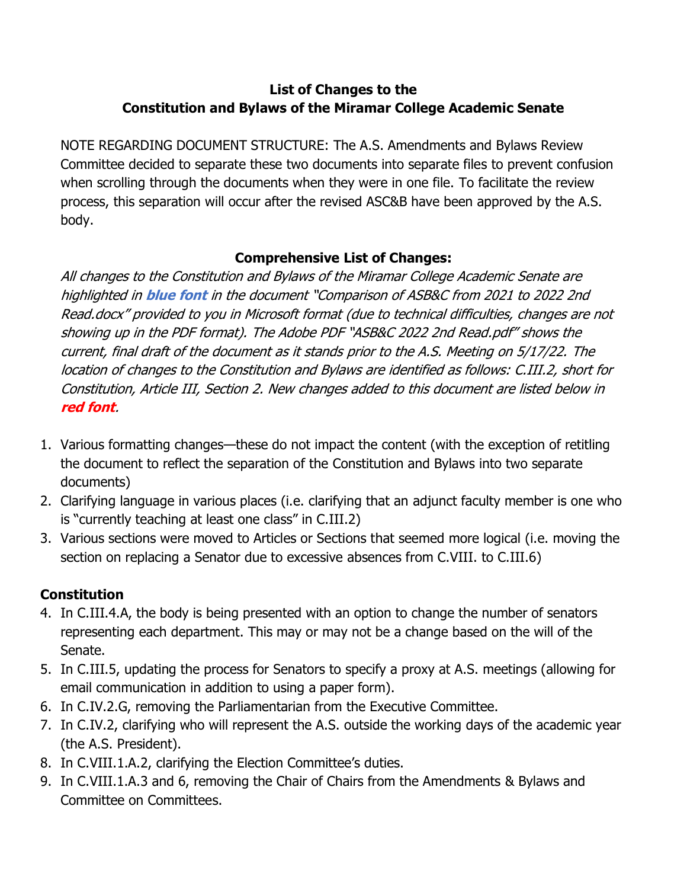**List of Changes to the**
**Constitution and Bylaws of the Miramar College Academic Senate**

NOTE REGARDING DOCUMENT STRUCTURE: The A.S. Amendments and Bylaws Review Committee decided to separate these two documents into separate files to prevent confusion when scrolling through the documents when they were in one file. To facilitate the review process, this separation will occur after the revised ASC&B have been approved by the A.S. body.

**Comprehensive List of Changes:**

*All changes to the Constitution and Bylaws of the Miramar College Academic Senate are highlighted in* ***blue font*** *in the document "Comparison of ASB&C from 2021 to 2022 2nd Read.docx" provided to you in Microsoft format (due to technical difficulties, changes are not showing up in the PDF format). The Adobe PDF "ASB&C 2022 2nd Read.pdf" shows the current, final draft of the document as it stands prior to the A.S. Meeting on 5/17/22. The location of changes to the Constitution and Bylaws are identified as follows: C.III.2, short for Constitution, Article III, Section 2. New changes added to this document are listed below in* ***red font****.*

1. Various formatting changes—these do not impact the content (with the exception of retitling the document to reflect the separation of the Constitution and Bylaws into two separate documents)
2. Clarifying language in various places (i.e. clarifying that an adjunct faculty member is one who is "currently teaching at least one class" in C.III.2)
3. Various sections were moved to Articles or Sections that seemed more logical (i.e. moving the section on replacing a Senator due to excessive absences from C.VIII. to C.III.6)

**Constitution**

4. In C.III.4.A, the body is being presented with an option to change the number of senators representing each department. This may or may not be a change based on the will of the Senate.
5. In C.III.5, updating the process for Senators to specify a proxy at A.S. meetings (allowing for email communication in addition to using a paper form).
6. In C.IV.2.G, removing the Parliamentarian from the Executive Committee.
7. In C.IV.2, clarifying who will represent the A.S. outside the working days of the academic year (the A.S. President).
8. In C.VIII.1.A.2, clarifying the Election Committee's duties.
9. In C.VIII.1.A.3 and 6, removing the Chair of Chairs from the Amendments & Bylaws and Committee on Committees.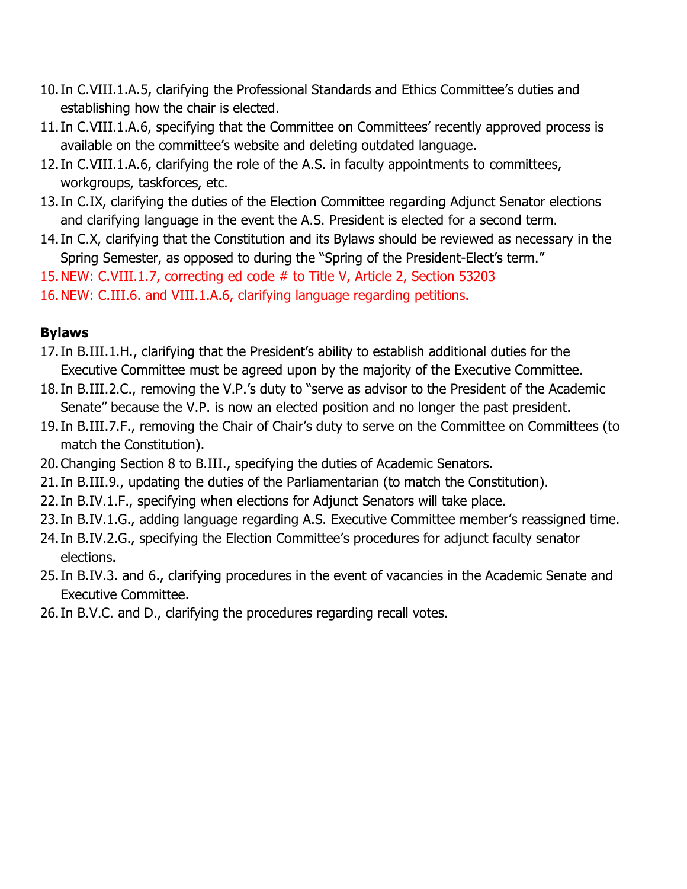10. In C.VIII.1.A.5, clarifying the Professional Standards and Ethics Committee's duties and establishing how the chair is elected.
11. In C.VIII.1.A.6, specifying that the Committee on Committees' recently approved process is available on the committee's website and deleting outdated language.
12. In C.VIII.1.A.6, clarifying the role of the A.S. in faculty appointments to committees, workgroups, taskforces, etc.
13. In C.IX, clarifying the duties of the Election Committee regarding Adjunct Senator elections and clarifying language in the event the A.S. President is elected for a second term.
14. In C.X, clarifying that the Constitution and its Bylaws should be reviewed as necessary in the Spring Semester, as opposed to during the "Spring of the President-Elect's term."
15. NEW: C.VIII.1.7, correcting ed code # to Title V, Article 2, Section 53203
16. NEW: C.III.6. and VIII.1.A.6, clarifying language regarding petitions.

**Bylaws**

17. In B.III.1.H., clarifying that the President's ability to establish additional duties for the Executive Committee must be agreed upon by the majority of the Executive Committee.
18. In B.III.2.C., removing the V.P.'s duty to "serve as advisor to the President of the Academic Senate" because the V.P. is now an elected position and no longer the past president.
19. In B.III.7.F., removing the Chair of Chair's duty to serve on the Committee on Committees (to match the Constitution).
20. Changing Section 8 to B.III., specifying the duties of Academic Senators.
21. In B.III.9., updating the duties of the Parliamentarian (to match the Constitution).
22. In B.IV.1.F., specifying when elections for Adjunct Senators will take place.
23. In B.IV.1.G., adding language regarding A.S. Executive Committee member's reassigned time.
24. In B.IV.2.G., specifying the Election Committee's procedures for adjunct faculty senator elections.
25. In B.IV.3. and 6., clarifying procedures in the event of vacancies in the Academic Senate and Executive Committee.
26. In B.V.C. and D., clarifying the procedures regarding recall votes.